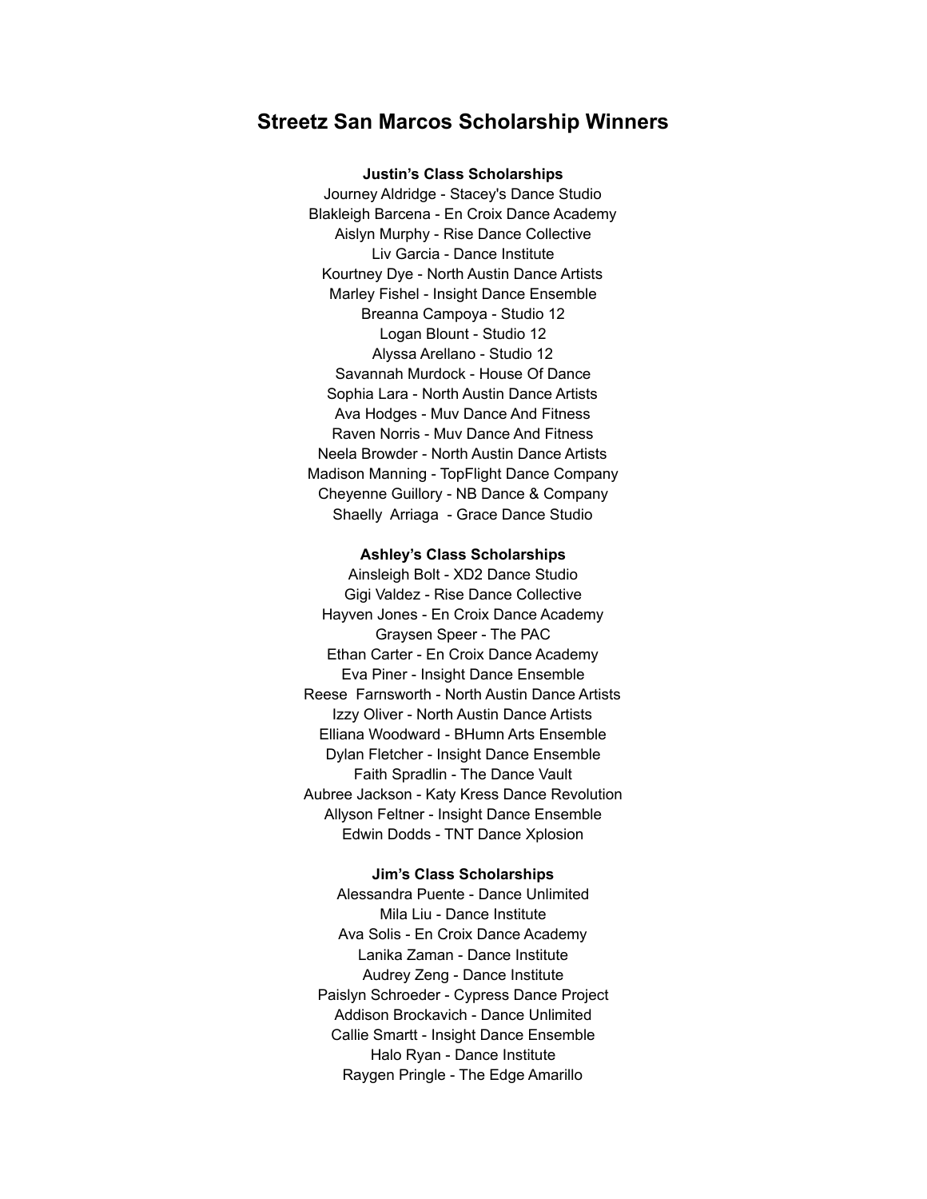# Streetz San Marcos Scholarship Winners

**Justin's Class Scholarships**

Journey Aldridge - Stacey's Dance Studio
Blakleigh Barcena - En Croix Dance Academy
Aislyn Murphy - Rise Dance Collective
Liv Garcia - Dance Institute
Kourtney Dye - North Austin Dance Artists
Marley Fishel - Insight Dance Ensemble
Breanna Campoya - Studio 12
Logan Blount - Studio 12
Alyssa Arellano - Studio 12
Savannah Murdock - House Of Dance
Sophia Lara - North Austin Dance Artists
Ava Hodges - Muv Dance And Fitness
Raven Norris - Muv Dance And Fitness
Neela Browder - North Austin Dance Artists
Madison Manning - TopFlight Dance Company
Cheyenne Guillory - NB Dance & Company
Shaelly Arriaga - Grace Dance Studio

**Ashley's Class Scholarships**

Ainsleigh Bolt - XD2 Dance Studio
Gigi Valdez - Rise Dance Collective
Hayven Jones - En Croix Dance Academy
Graysen Speer - The PAC
Ethan Carter - En Croix Dance Academy
Eva Piner - Insight Dance Ensemble
Reese Farnsworth - North Austin Dance Artists
Izzy Oliver - North Austin Dance Artists
Elliana Woodward - BHumn Arts Ensemble
Dylan Fletcher - Insight Dance Ensemble
Faith Spradlin - The Dance Vault
Aubree Jackson - Katy Kress Dance Revolution
Allyson Feltner - Insight Dance Ensemble
Edwin Dodds - TNT Dance Xplosion

**Jim's Class Scholarships**

Alessandra Puente - Dance Unlimited
Mila Liu - Dance Institute
Ava Solis - En Croix Dance Academy
Lanika Zaman - Dance Institute
Audrey Zeng - Dance Institute
Paislyn Schroeder - Cypress Dance Project
Addison Brockavich - Dance Unlimited
Callie Smartt - Insight Dance Ensemble
Halo Ryan - Dance Institute
Raygen Pringle - The Edge Amarillo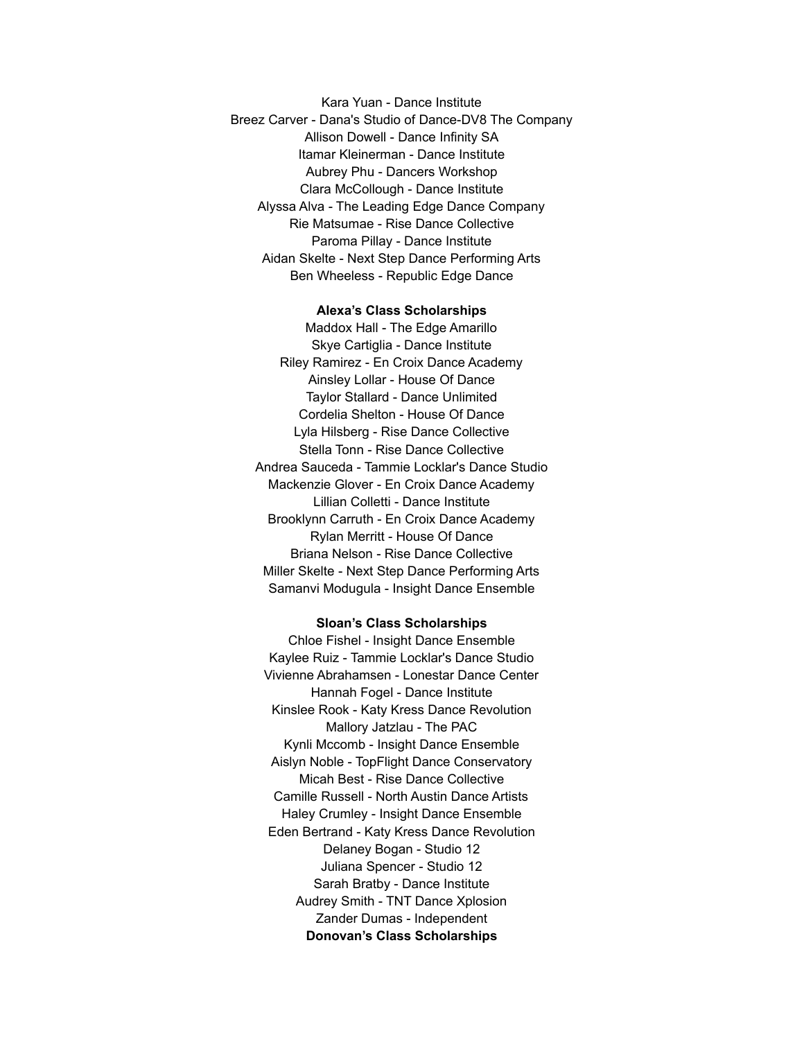Kara Yuan - Dance Institute
Breez Carver - Dana's Studio of Dance-DV8 The Company
Allison Dowell - Dance Infinity SA
Itamar Kleinerman - Dance Institute
Aubrey Phu - Dancers Workshop
Clara McCollough - Dance Institute
Alyssa Alva - The Leading Edge Dance Company
Rie Matsumae - Rise Dance Collective
Paroma Pillay - Dance Institute
Aidan Skelte - Next Step Dance Performing Arts
Ben Wheeless - Republic Edge Dance

**Alexa's Class Scholarships**

Maddox Hall - The Edge Amarillo
Skye Cartiglia - Dance Institute
Riley Ramirez - En Croix Dance Academy
Ainsley Lollar - House Of Dance
Taylor Stallard - Dance Unlimited
Cordelia Shelton - House Of Dance
Lyla Hilsberg - Rise Dance Collective
Stella Tonn - Rise Dance Collective
Andrea Sauceda - Tammie Locklar's Dance Studio
Mackenzie Glover - En Croix Dance Academy
Lillian Colletti - Dance Institute
Brooklynn Carruth - En Croix Dance Academy
Rylan Merritt - House Of Dance
Briana Nelson - Rise Dance Collective
Miller Skelte - Next Step Dance Performing Arts
Samanvi Modugula - Insight Dance Ensemble

**Sloan's Class Scholarships**

Chloe Fishel - Insight Dance Ensemble
Kaylee Ruiz - Tammie Locklar's Dance Studio
Vivienne Abrahamsen - Lonestar Dance Center
Hannah Fogel - Dance Institute
Kinslee Rook - Katy Kress Dance Revolution
Mallory Jatzlau - The PAC
Kynli Mccomb - Insight Dance Ensemble
Aislyn Noble - TopFlight Dance Conservatory
Micah Best - Rise Dance Collective
Camille Russell - North Austin Dance Artists
Haley Crumley - Insight Dance Ensemble
Eden Bertrand - Katy Kress Dance Revolution
Delaney Bogan - Studio 12
Juliana Spencer - Studio 12
Sarah Bratby - Dance Institute
Audrey Smith - TNT Dance Xplosion
Zander Dumas - Independent

**Donovan's Class Scholarships**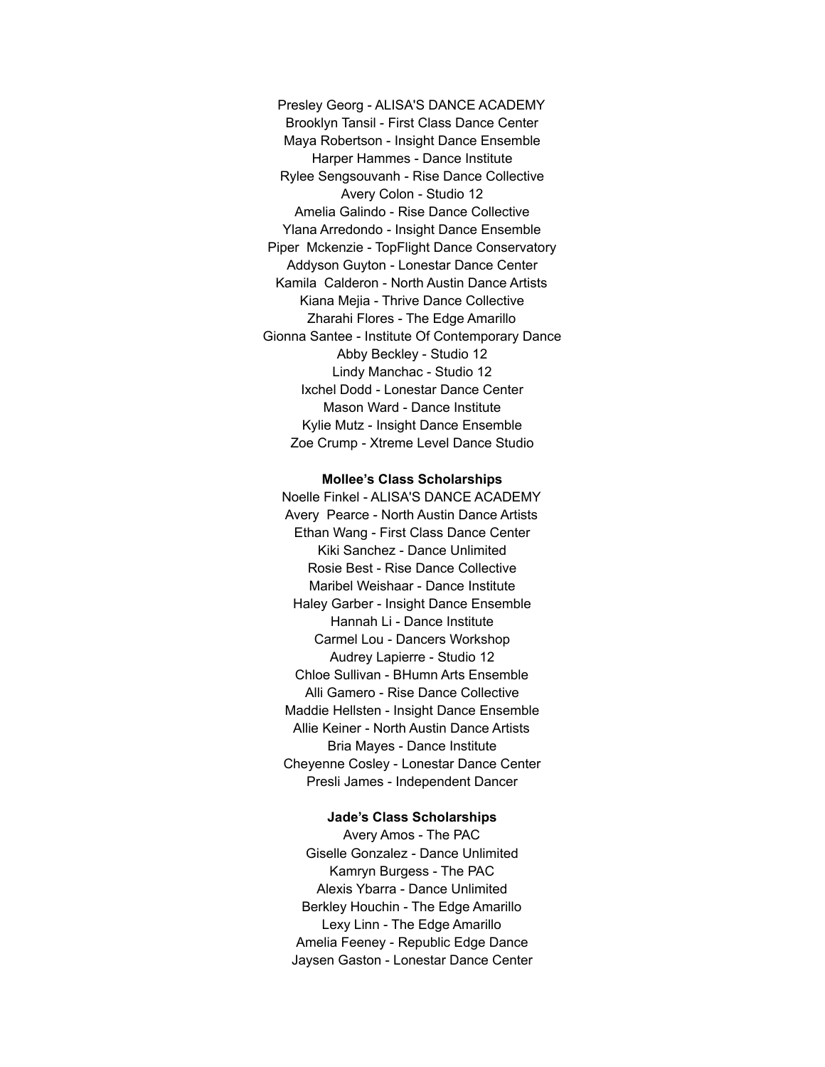Presley Georg - ALISA'S DANCE ACADEMY
Brooklyn Tansil - First Class Dance Center
Maya Robertson - Insight Dance Ensemble
Harper Hammes - Dance Institute
Rylee Sengsouvanh - Rise Dance Collective
Avery Colon - Studio 12
Amelia Galindo - Rise Dance Collective
Ylana Arredondo - Insight Dance Ensemble
Piper Mckenzie - TopFlight Dance Conservatory
Addyson Guyton - Lonestar Dance Center
Kamila Calderon - North Austin Dance Artists
Kiana Mejia - Thrive Dance Collective
Zharahi Flores - The Edge Amarillo
Gionna Santee - Institute Of Contemporary Dance
Abby Beckley - Studio 12
Lindy Manchac - Studio 12
Ixchel Dodd - Lonestar Dance Center
Mason Ward - Dance Institute
Kylie Mutz - Insight Dance Ensemble
Zoe Crump - Xtreme Level Dance Studio

**Mollee's Class Scholarships**

Noelle Finkel - ALISA'S DANCE ACADEMY
Avery Pearce - North Austin Dance Artists
Ethan Wang - First Class Dance Center
Kiki Sanchez - Dance Unlimited
Rosie Best - Rise Dance Collective
Maribel Weishaar - Dance Institute
Haley Garber - Insight Dance Ensemble
Hannah Li - Dance Institute
Carmel Lou - Dancers Workshop
Audrey Lapierre - Studio 12
Chloe Sullivan - BHumn Arts Ensemble
Alli Gamero - Rise Dance Collective
Maddie Hellsten - Insight Dance Ensemble
Allie Keiner - North Austin Dance Artists
Bria Mayes - Dance Institute
Cheyenne Cosley - Lonestar Dance Center
Presli James - Independent Dancer

**Jade's Class Scholarships**

Avery Amos - The PAC
Giselle Gonzalez - Dance Unlimited
Kamryn Burgess - The PAC
Alexis Ybarra - Dance Unlimited
Berkley Houchin - The Edge Amarillo
Lexy Linn - The Edge Amarillo
Amelia Feeney - Republic Edge Dance
Jaysen Gaston - Lonestar Dance Center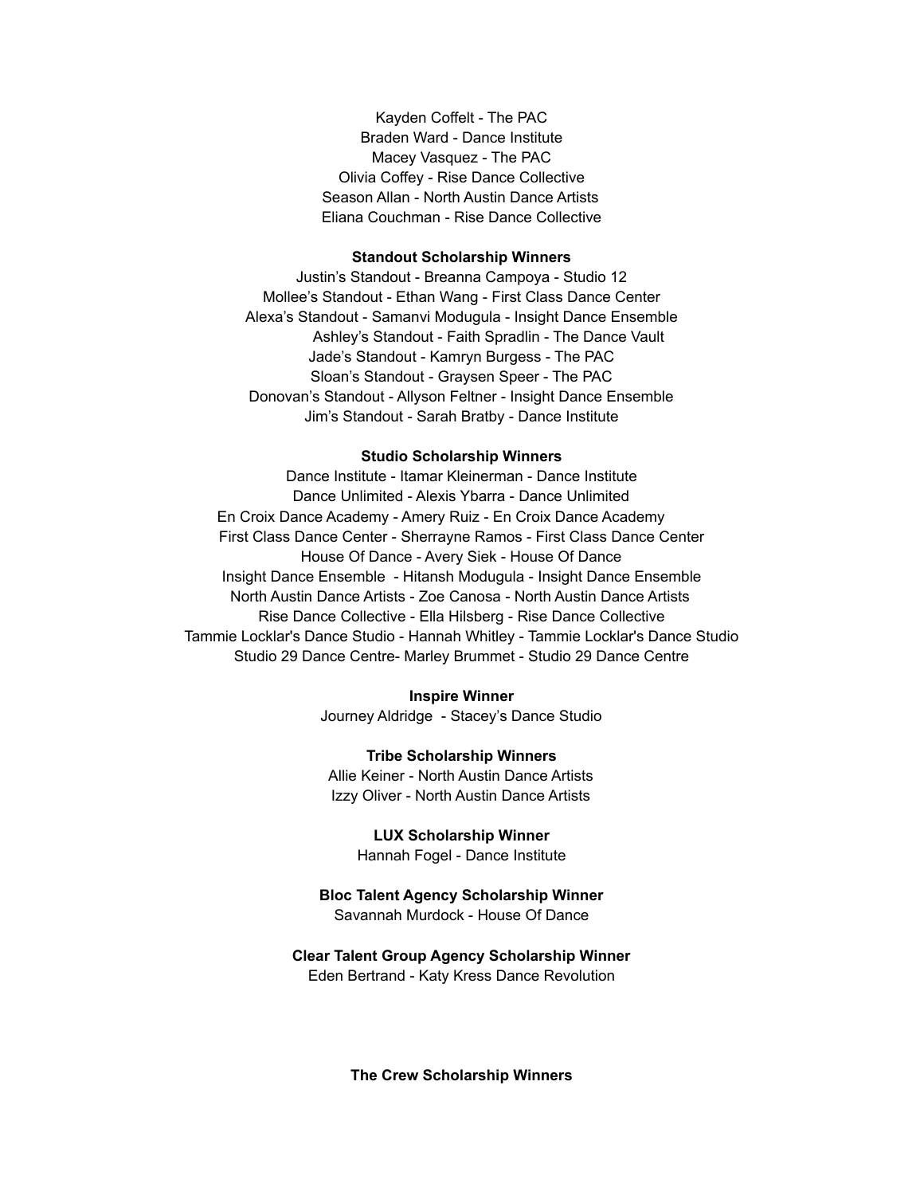Kayden Coffelt - The PAC
Braden Ward - Dance Institute
Macey Vasquez - The PAC
Olivia Coffey - Rise Dance Collective
Season Allan - North Austin Dance Artists
Eliana Couchman - Rise Dance Collective

**Standout Scholarship Winners**

Justin's Standout - Breanna Campoya - Studio 12
Mollee's Standout - Ethan Wang - First Class Dance Center
Alexa's Standout - Samanvi Modugula - Insight Dance Ensemble
Ashley's Standout - Faith Spradlin - The Dance Vault
Jade's Standout - Kamryn Burgess - The PAC
Sloan's Standout - Graysen Speer - The PAC
Donovan's Standout - Allyson Feltner - Insight Dance Ensemble
Jim's Standout - Sarah Bratby - Dance Institute

**Studio Scholarship Winners**

Dance Institute - Itamar Kleinerman - Dance Institute
Dance Unlimited - Alexis Ybarra - Dance Unlimited
En Croix Dance Academy - Amery Ruiz - En Croix Dance Academy
First Class Dance Center - Sherrayne Ramos - First Class Dance Center
House Of Dance - Avery Siek - House Of Dance
Insight Dance Ensemble - Hitansh Modugula - Insight Dance Ensemble
North Austin Dance Artists - Zoe Canosa - North Austin Dance Artists
Rise Dance Collective - Ella Hilsberg - Rise Dance Collective
Tammie Locklar's Dance Studio - Hannah Whitley - Tammie Locklar's Dance Studio
Studio 29 Dance Centre- Marley Brummet - Studio 29 Dance Centre

**Inspire Winner**

Journey Aldridge - Stacey's Dance Studio

**Tribe Scholarship Winners**

Allie Keiner - North Austin Dance Artists
Izzy Oliver - North Austin Dance Artists

**LUX Scholarship Winner**

Hannah Fogel - Dance Institute

**Bloc Talent Agency Scholarship Winner**

Savannah Murdock - House Of Dance

**Clear Talent Group Agency Scholarship Winner**

Eden Bertrand - Katy Kress Dance Revolution

**The Crew Scholarship Winners**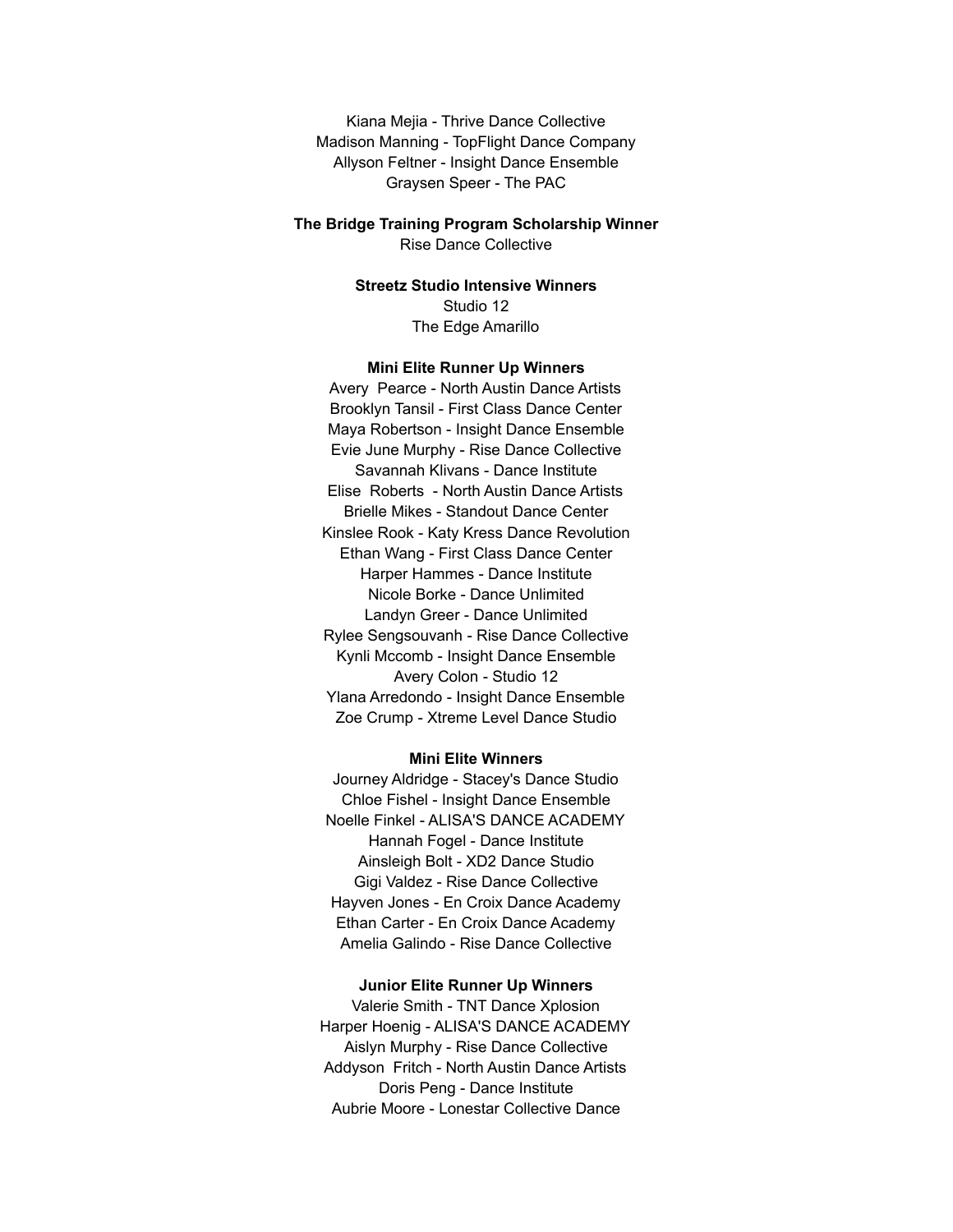Kiana Mejia - Thrive Dance Collective
Madison Manning - TopFlight Dance Company
Allyson Feltner - Insight Dance Ensemble
Graysen Speer - The PAC

**The Bridge Training Program Scholarship Winner**

Rise Dance Collective

**Streetz Studio Intensive Winners**

Studio 12
The Edge Amarillo

**Mini Elite Runner Up Winners**

Avery Pearce - North Austin Dance Artists
Brooklyn Tansil - First Class Dance Center
Maya Robertson - Insight Dance Ensemble
Evie June Murphy - Rise Dance Collective
Savannah Klivans - Dance Institute
Elise Roberts - North Austin Dance Artists
Brielle Mikes - Standout Dance Center
Kinslee Rook - Katy Kress Dance Revolution
Ethan Wang - First Class Dance Center
Harper Hammes - Dance Institute
Nicole Borke - Dance Unlimited
Landyn Greer - Dance Unlimited
Rylee Sengsouvanh - Rise Dance Collective
Kynli Mccomb - Insight Dance Ensemble
Avery Colon - Studio 12
Ylana Arredondo - Insight Dance Ensemble
Zoe Crump - Xtreme Level Dance Studio

**Mini Elite Winners**

Journey Aldridge - Stacey's Dance Studio
Chloe Fishel - Insight Dance Ensemble
Noelle Finkel - ALISA'S DANCE ACADEMY
Hannah Fogel - Dance Institute
Ainsleigh Bolt - XD2 Dance Studio
Gigi Valdez - Rise Dance Collective
Hayven Jones - En Croix Dance Academy
Ethan Carter - En Croix Dance Academy
Amelia Galindo - Rise Dance Collective

**Junior Elite Runner Up Winners**

Valerie Smith - TNT Dance Xplosion
Harper Hoenig - ALISA'S DANCE ACADEMY
Aislyn Murphy - Rise Dance Collective
Addyson Fritch - North Austin Dance Artists
Doris Peng - Dance Institute
Aubrie Moore - Lonestar Collective Dance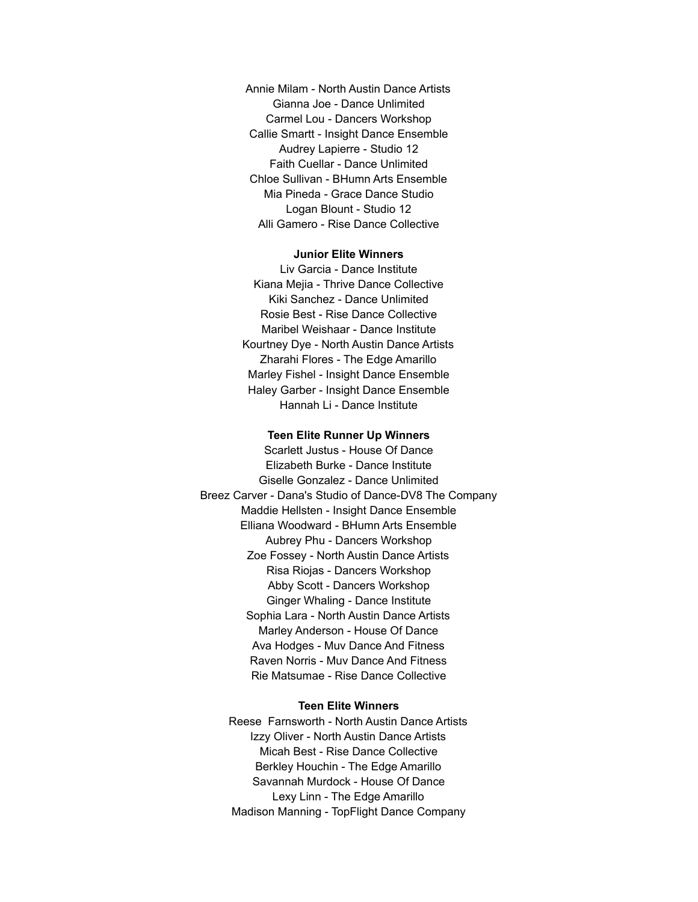Annie Milam - North Austin Dance Artists
Gianna Joe - Dance Unlimited
Carmel Lou - Dancers Workshop
Callie Smartt - Insight Dance Ensemble
Audrey Lapierre - Studio 12
Faith Cuellar - Dance Unlimited
Chloe Sullivan - BHumn Arts Ensemble
Mia Pineda - Grace Dance Studio
Logan Blount - Studio 12
Alli Gamero - Rise Dance Collective

**Junior Elite Winners**

Liv Garcia - Dance Institute
Kiana Mejia - Thrive Dance Collective
Kiki Sanchez - Dance Unlimited
Rosie Best - Rise Dance Collective
Maribel Weishaar - Dance Institute
Kourtney Dye - North Austin Dance Artists
Zharahi Flores - The Edge Amarillo
Marley Fishel - Insight Dance Ensemble
Haley Garber - Insight Dance Ensemble
Hannah Li - Dance Institute

**Teen Elite Runner Up Winners**

Scarlett Justus - House Of Dance
Elizabeth Burke - Dance Institute
Giselle Gonzalez - Dance Unlimited
Breez Carver - Dana's Studio of Dance-DV8 The Company
Maddie Hellsten - Insight Dance Ensemble
Elliana Woodward - BHumn Arts Ensemble
Aubrey Phu - Dancers Workshop
Zoe Fossey - North Austin Dance Artists
Risa Riojas - Dancers Workshop
Abby Scott - Dancers Workshop
Ginger Whaling - Dance Institute
Sophia Lara - North Austin Dance Artists
Marley Anderson - House Of Dance
Ava Hodges - Muv Dance And Fitness
Raven Norris - Muv Dance And Fitness
Rie Matsumae - Rise Dance Collective

**Teen Elite Winners**

Reese Farnsworth - North Austin Dance Artists
Izzy Oliver - North Austin Dance Artists
Micah Best - Rise Dance Collective
Berkley Houchin - The Edge Amarillo
Savannah Murdock - House Of Dance
Lexy Linn - The Edge Amarillo
Madison Manning - TopFlight Dance Company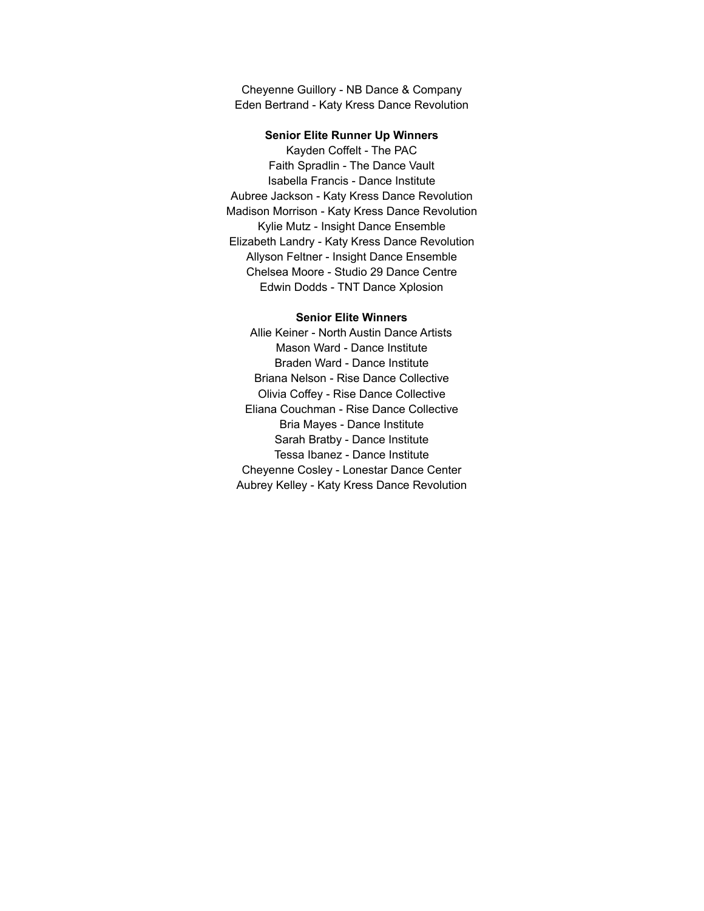Cheyenne Guillory - NB Dance & Company
Eden Bertrand - Katy Kress Dance Revolution

**Senior Elite Runner Up Winners**

Kayden Coffelt - The PAC
Faith Spradlin - The Dance Vault
Isabella Francis - Dance Institute
Aubree Jackson - Katy Kress Dance Revolution
Madison Morrison - Katy Kress Dance Revolution
Kylie Mutz - Insight Dance Ensemble
Elizabeth Landry - Katy Kress Dance Revolution
Allyson Feltner - Insight Dance Ensemble
Chelsea Moore - Studio 29 Dance Centre
Edwin Dodds - TNT Dance Xplosion

**Senior Elite Winners**

Allie Keiner - North Austin Dance Artists
Mason Ward - Dance Institute
Braden Ward - Dance Institute
Briana Nelson - Rise Dance Collective
Olivia Coffey - Rise Dance Collective
Eliana Couchman - Rise Dance Collective
Bria Mayes - Dance Institute
Sarah Bratby - Dance Institute
Tessa Ibanez - Dance Institute
Cheyenne Cosley - Lonestar Dance Center
Aubrey Kelley - Katy Kress Dance Revolution